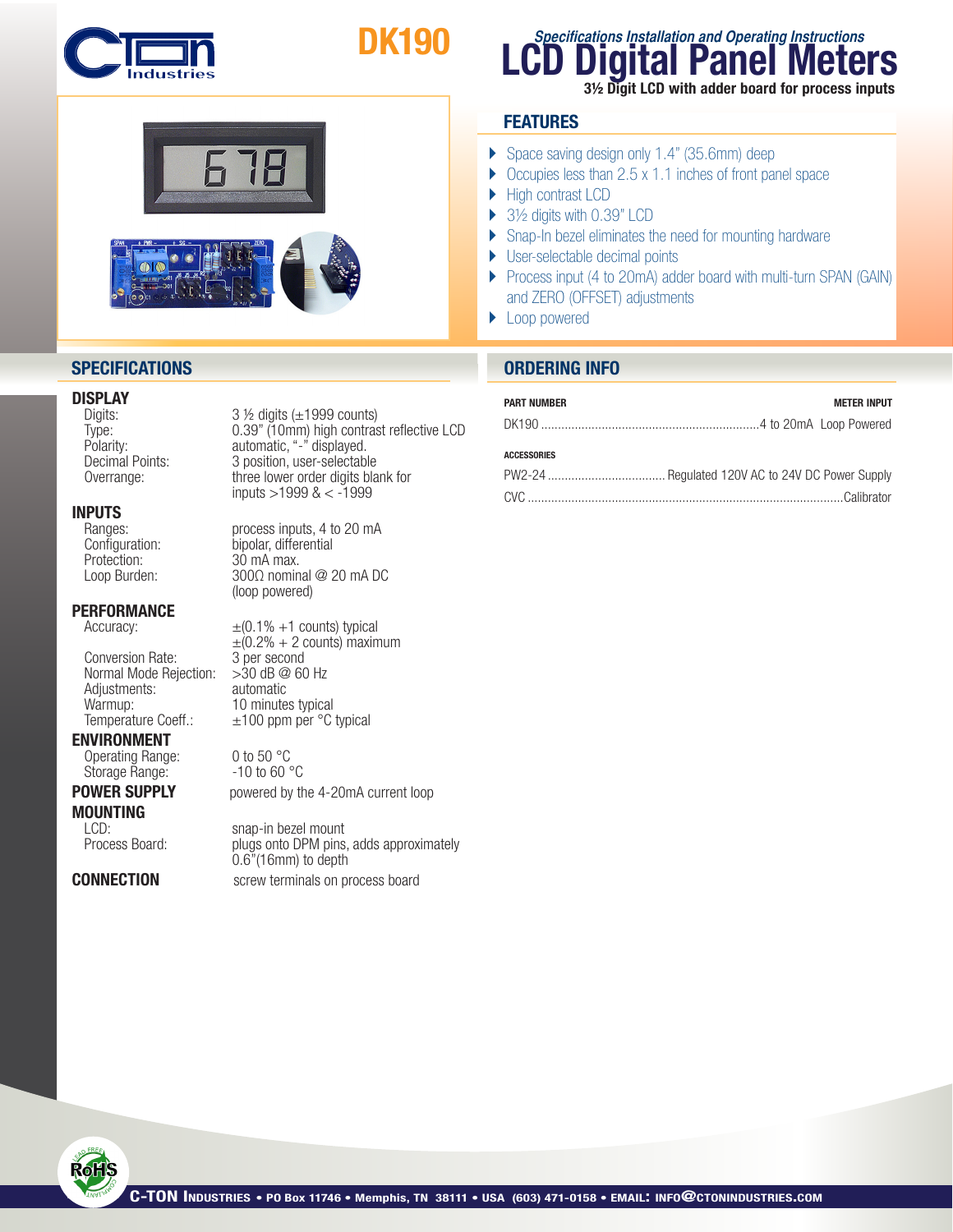# DK190

*Specifications Installation and Operating Instructions*

# LCD Digital Panel Meters

**3½ Digit LCD with adder board for process inputs**

## FEATURES

- Space saving design only 1.4" (35.6mm) deep
- Occupies less than 2.5 x 1.1 inches of front panel space
- High contrast LCD
- 3½ digits with 0.39" LCD
- Snap-In bezel eliminates the need for mounting hardware
- User-selectable decimal points
- Process input (4 to 20mA) adder board with multi-turn SPAN (GAIN) and ZERO (OFFSET) adjustments
- Loop powered

## SPECIFICATIONS

### DISPLAY

| | |
|---|---|
| Digits: | 3 ½ digits (±1999 counts) |
| Type: | 0.39" (10mm) high contrast reflective LCD |
| Polarity: | automatic, "-" displayed. |
| Decimal Points: | 3 position, user-selectable |
| Overrange: | three lower order digits blank for inputs >1999 & < -1999 |

### INPUTS

| | |
|---|---|
| Ranges: | process inputs, 4 to 20 mA |
| Configuration: | bipolar, differential |
| Protection: | 30 mA max. |
| Loop Burden: | 300Ω nominal @ 20 mA DC (loop powered) |

### PERFORMANCE

| | |
|---|---|
| Accuracy: | ±(0.1% +1 counts) typical ±(0.2% + 2 counts) maximum |
| Conversion Rate: | 3 per second |
| Normal Mode Rejection: | >30 dB @ 60 Hz |
| Adjustments: | automatic |
| Warmup: | 10 minutes typical |
| Temperature Coeff.: | ±100 ppm per °C typical |

### ENVIRONMENT

| | |
|---|---|
| Operating Range: | 0 to 50 °C |
| Storage Range: | -10 to 60 °C |

### POWER SUPPLY

powered by the 4-20mA current loop

### MOUNTING

| | |
|---|---|
| LCD: | snap-in bezel mount |
| Process Board: | plugs onto DPM pins, adds approximately 0.6"(16mm) to depth |

### CONNECTION

screw terminals on process board

## ORDERING INFO

| PART NUMBER | METER INPUT |
|---|---|
| DK190 | 4 to 20mA Loop Powered |

**ACCESSORIES**

| | |
|---|---|
| PW2-24 | Regulated 120V AC to 24V DC Power Supply |
| CVC | Calibrator |

**C-TON INDUSTRIES** • PO Box 11746 • Memphis, TN 38111 • USA (603) 471-0158 • EMAIL: INFO@CTONINDUSTRIES.COM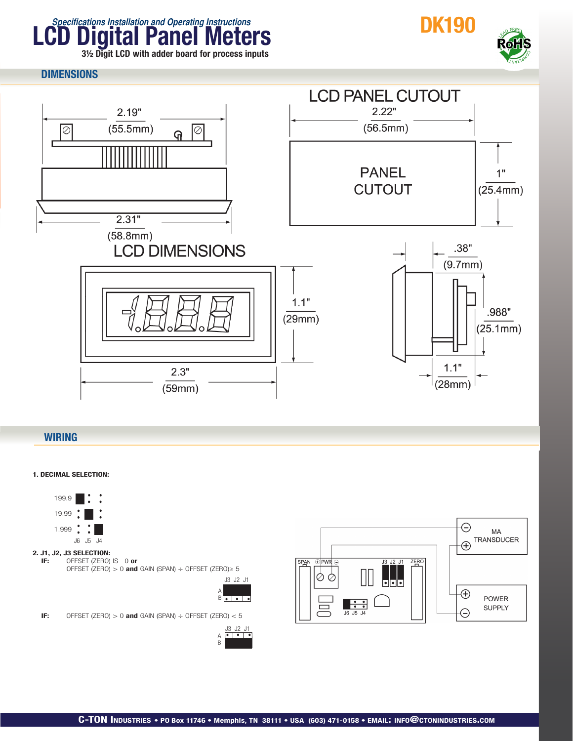*Specifications Installation and Operating Instructions*

# LCD Digital Panel Meters

**3½ Digit LCD with adder board for process inputs**

**DK190**

## DIMENSIONS

2.19"
(55.5mm)

2.31"
(58.8mm)

LCD PANEL CUTOUT

2.22"
(56.5mm)

PANEL
CUTOUT

1"
(25.4mm)

LCD DIMENSIONS

1.1"
(29mm)

2.3"
(59mm)

.38"
(9.7mm)

.988"
(25.1mm)

1.1"
(28mm)

## WIRING

**1. DECIMAL SELECTION:**

199.9

19.99

1.999

J6 J5 J4

**2. J1, J2, J3 SELECTION:**

**IF:** OFFSET (ZERO) IS 0 **or**
OFFSET (ZERO) > 0 **and** GAIN (SPAN) ÷ OFFSET (ZERO)≥ 5

J3 J2 J1
A
B

**IF:** OFFSET (ZERO) > 0 **and** GAIN (SPAN) ÷ OFFSET (ZERO) < 5

J3 J2 J1
A
B

SPAN ⊕ PWR ⊖ J3 J2 J1 ZERO

J6 J5 J4

MA
TRANSDUCER

POWER
SUPPLY

**C-TON INDUSTRIES • PO Box 11746 • Memphis, TN 38111 • USA (603) 471-0158 • EMAIL: INFO@CTONINDUSTRIES.COM**